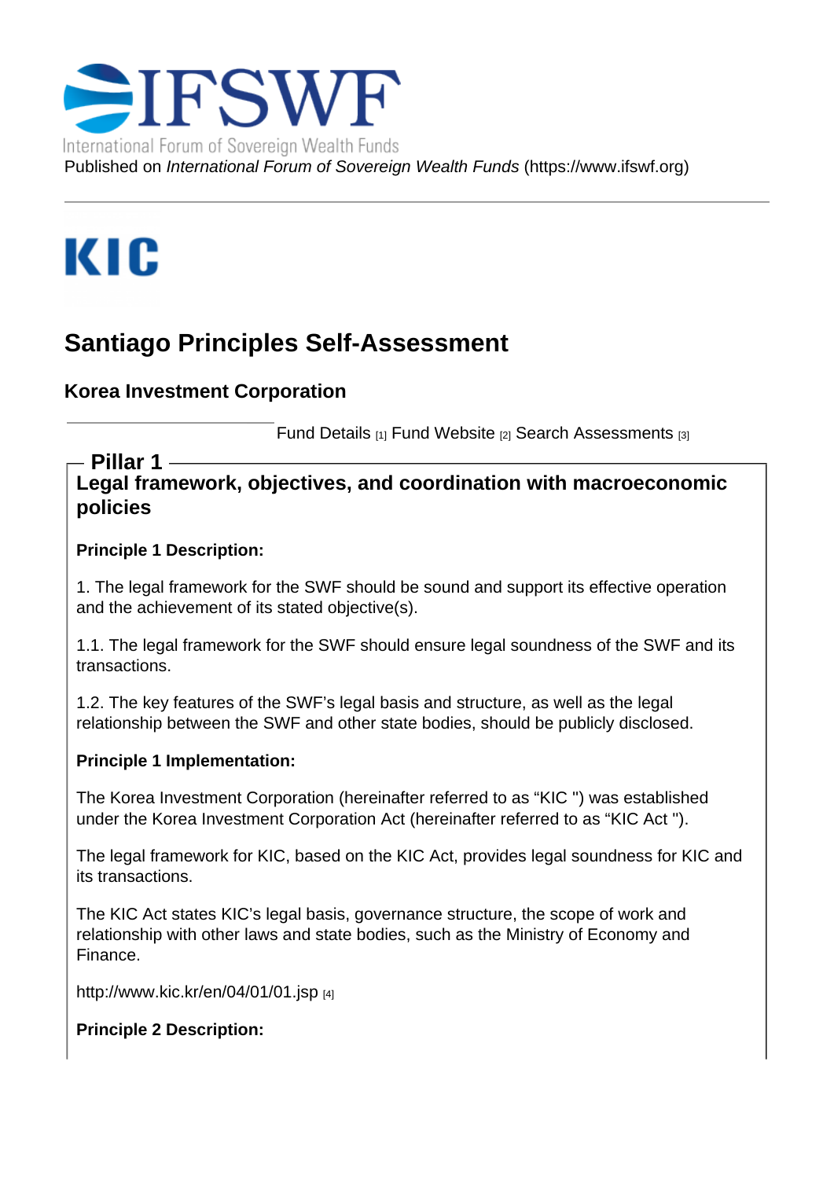IFSWF

International Forum of Sovereign Wealth Funds

Published on *International Forum of Sovereign Wealth Funds* (https://www.ifswf.org)

KIC

# Santiago Principles Self-Assessment

## Korea Investment Corporation

Fund Details [1] Fund Website [2] Search Assessments [3]

## Pillar 1

### Legal framework, objectives, and coordination with macroeconomic policies

**Principle 1 Description:**

1. The legal framework for the SWF should be sound and support its effective operation and the achievement of its stated objective(s).

1.1. The legal framework for the SWF should ensure legal soundness of the SWF and its transactions.

1.2. The key features of the SWF's legal basis and structure, as well as the legal relationship between the SWF and other state bodies, should be publicly disclosed.

**Principle 1 Implementation:**

The Korea Investment Corporation (hereinafter referred to as "KIC ") was established under the Korea Investment Corporation Act (hereinafter referred to as "KIC Act ").

The legal framework for KIC, based on the KIC Act, provides legal soundness for KIC and its transactions.

The KIC Act states KIC's legal basis, governance structure, the scope of work and relationship with other laws and state bodies, such as the Ministry of Economy and Finance.

http://www.kic.kr/en/04/01/01.jsp [4]

**Principle 2 Description:**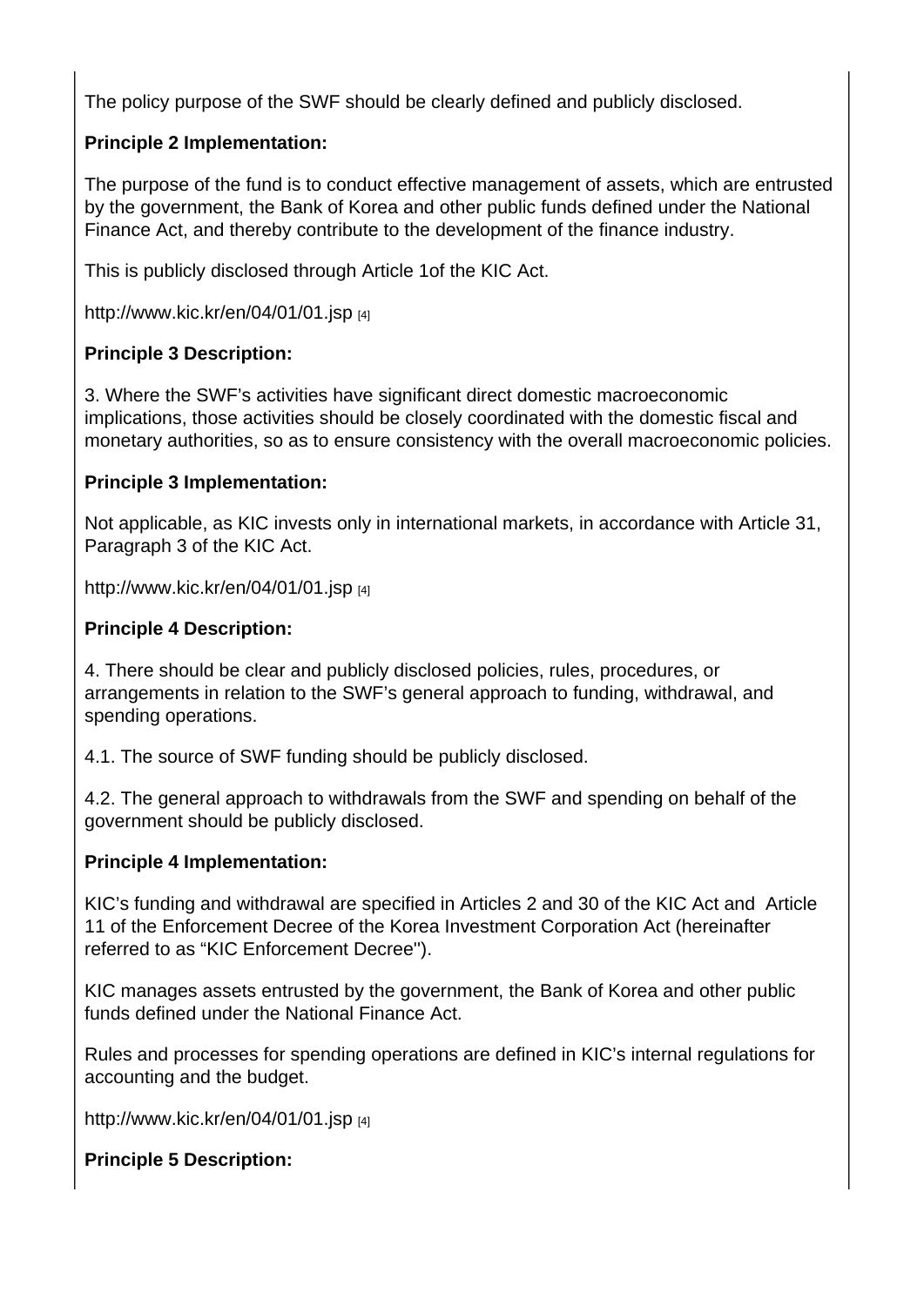The policy purpose of the SWF should be clearly defined and publicly disclosed.

**Principle 2 Implementation:**

The purpose of the fund is to conduct effective management of assets, which are entrusted by the government, the Bank of Korea and other public funds defined under the National Finance Act, and thereby contribute to the development of the finance industry.

This is publicly disclosed through Article 1of the KIC Act.

http://www.kic.kr/en/04/01/01.jsp [4]

**Principle 3 Description:**

3. Where the SWF's activities have significant direct domestic macroeconomic implications, those activities should be closely coordinated with the domestic fiscal and monetary authorities, so as to ensure consistency with the overall macroeconomic policies.

**Principle 3 Implementation:**

Not applicable, as KIC invests only in international markets, in accordance with Article 31, Paragraph 3 of the KIC Act.

http://www.kic.kr/en/04/01/01.jsp [4]

**Principle 4 Description:**

4. There should be clear and publicly disclosed policies, rules, procedures, or arrangements in relation to the SWF's general approach to funding, withdrawal, and spending operations.

4.1. The source of SWF funding should be publicly disclosed.

4.2. The general approach to withdrawals from the SWF and spending on behalf of the government should be publicly disclosed.

**Principle 4 Implementation:**

KIC's funding and withdrawal are specified in Articles 2 and 30 of the KIC Act and Article 11 of the Enforcement Decree of the Korea Investment Corporation Act (hereinafter referred to as "KIC Enforcement Decree").

KIC manages assets entrusted by the government, the Bank of Korea and other public funds defined under the National Finance Act.

Rules and processes for spending operations are defined in KIC's internal regulations for accounting and the budget.

http://www.kic.kr/en/04/01/01.jsp [4]

**Principle 5 Description:**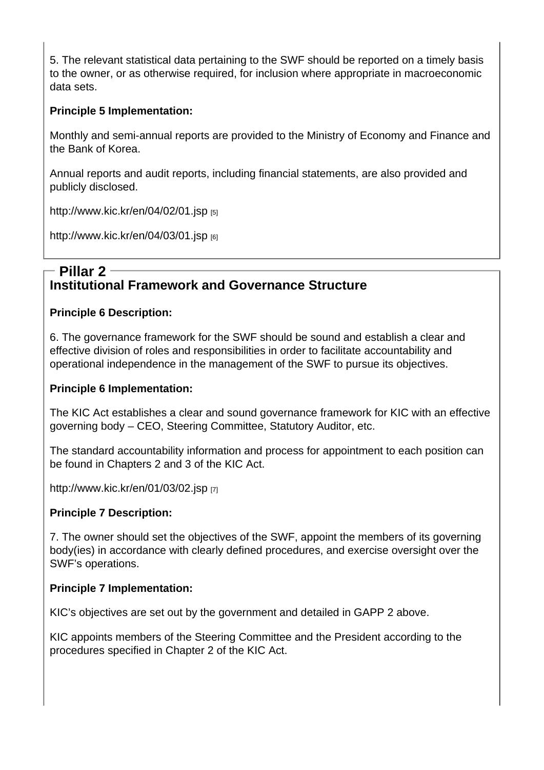5. The relevant statistical data pertaining to the SWF should be reported on a timely basis to the owner, or as otherwise required, for inclusion where appropriate in macroeconomic data sets.

**Principle 5 Implementation:**

Monthly and semi-annual reports are provided to the Ministry of Economy and Finance and the Bank of Korea.

Annual reports and audit reports, including financial statements, are also provided and publicly disclosed.

http://www.kic.kr/en/04/02/01.jsp [5]

http://www.kic.kr/en/04/03/01.jsp [6]

## Pillar 2

## Institutional Framework and Governance Structure

**Principle 6 Description:**

6. The governance framework for the SWF should be sound and establish a clear and effective division of roles and responsibilities in order to facilitate accountability and operational independence in the management of the SWF to pursue its objectives.

**Principle 6 Implementation:**

The KIC Act establishes a clear and sound governance framework for KIC with an effective governing body – CEO, Steering Committee, Statutory Auditor, etc.

The standard accountability information and process for appointment to each position can be found in Chapters 2 and 3 of the KIC Act.

http://www.kic.kr/en/01/03/02.jsp [7]

**Principle 7 Description:**

7. The owner should set the objectives of the SWF, appoint the members of its governing body(ies) in accordance with clearly defined procedures, and exercise oversight over the SWF's operations.

**Principle 7 Implementation:**

KIC's objectives are set out by the government and detailed in GAPP 2 above.

KIC appoints members of the Steering Committee and the President according to the procedures specified in Chapter 2 of the KIC Act.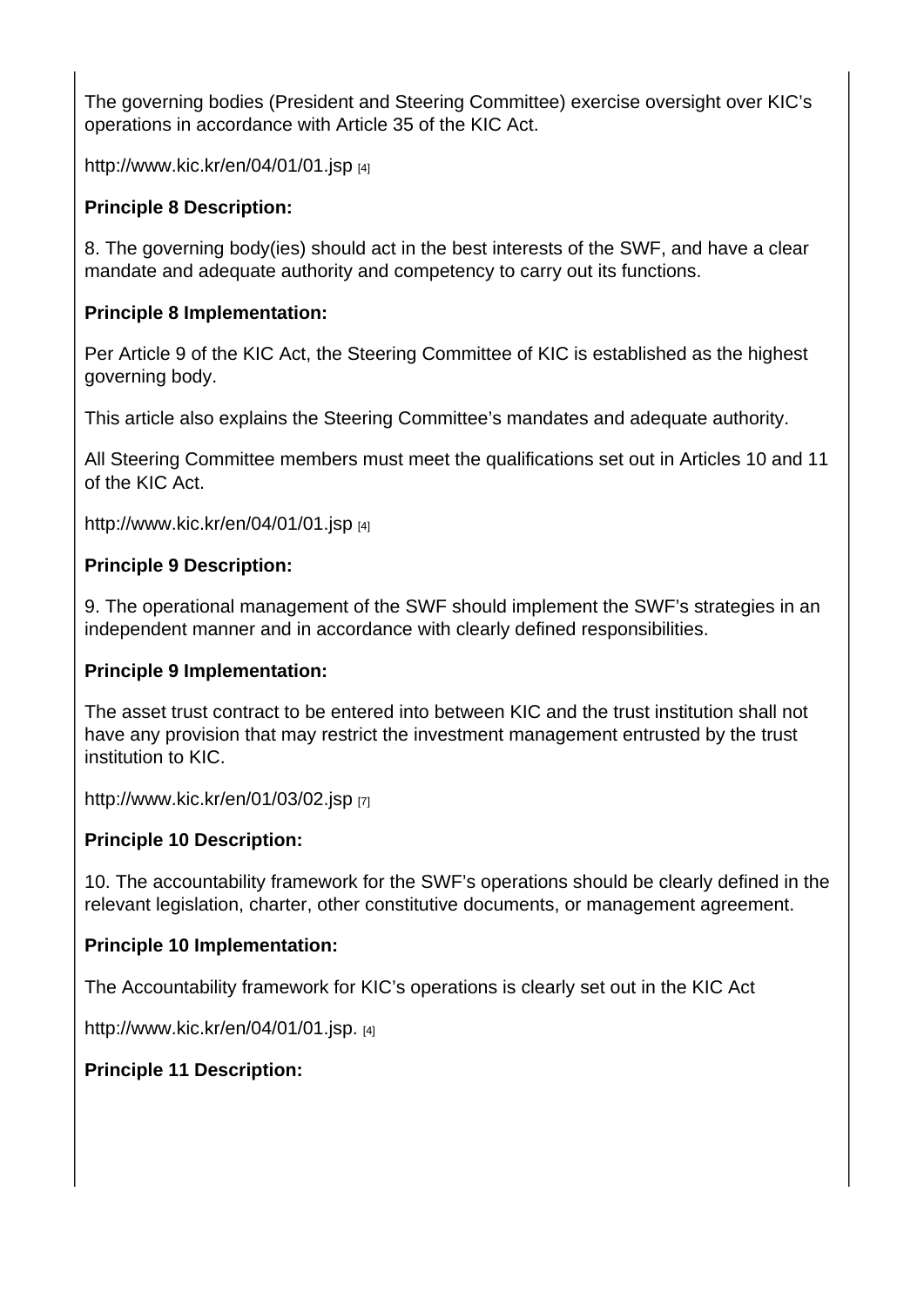The governing bodies (President and Steering Committee) exercise oversight over KIC's operations in accordance with Article 35 of the KIC Act.

http://www.kic.kr/en/04/01/01.jsp [4]

**Principle 8 Description:**

8. The governing body(ies) should act in the best interests of the SWF, and have a clear mandate and adequate authority and competency to carry out its functions.

**Principle 8 Implementation:**

Per Article 9 of the KIC Act, the Steering Committee of KIC is established as the highest governing body.

This article also explains the Steering Committee's mandates and adequate authority.

All Steering Committee members must meet the qualifications set out in Articles 10 and 11 of the KIC Act.

http://www.kic.kr/en/04/01/01.jsp [4]

**Principle 9 Description:**

9. The operational management of the SWF should implement the SWF's strategies in an independent manner and in accordance with clearly defined responsibilities.

**Principle 9 Implementation:**

The asset trust contract to be entered into between KIC and the trust institution shall not have any provision that may restrict the investment management entrusted by the trust institution to KIC.

http://www.kic.kr/en/01/03/02.jsp [7]

**Principle 10 Description:**

10. The accountability framework for the SWF's operations should be clearly defined in the relevant legislation, charter, other constitutive documents, or management agreement.

**Principle 10 Implementation:**

The Accountability framework for KIC's operations is clearly set out in the KIC Act

http://www.kic.kr/en/04/01/01.jsp. [4]

**Principle 11 Description:**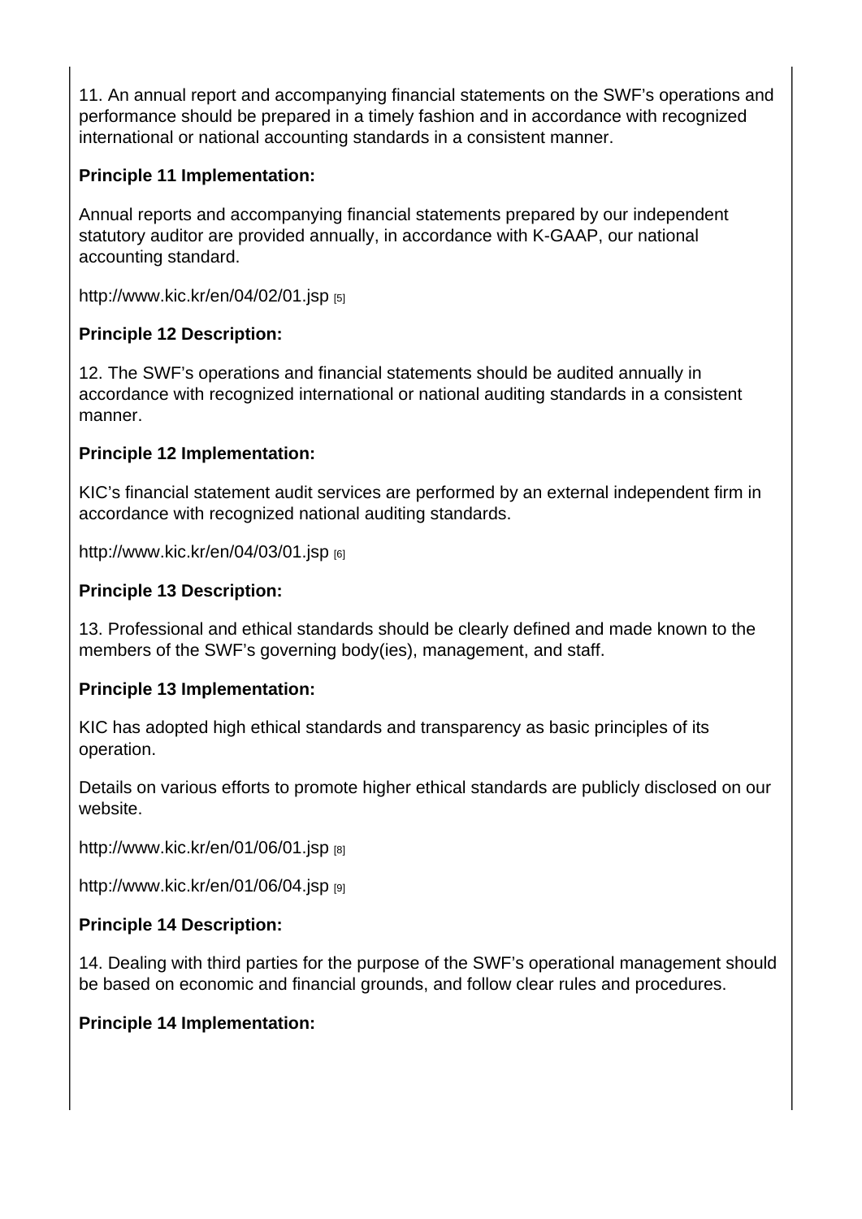11. An annual report and accompanying financial statements on the SWF's operations and performance should be prepared in a timely fashion and in accordance with recognized international or national accounting standards in a consistent manner.

**Principle 11 Implementation:**

Annual reports and accompanying financial statements prepared by our independent statutory auditor are provided annually, in accordance with K-GAAP, our national accounting standard.

http://www.kic.kr/en/04/02/01.jsp [5]

**Principle 12 Description:**

12. The SWF's operations and financial statements should be audited annually in accordance with recognized international or national auditing standards in a consistent manner.

**Principle 12 Implementation:**

KIC's financial statement audit services are performed by an external independent firm in accordance with recognized national auditing standards.

http://www.kic.kr/en/04/03/01.jsp [6]

**Principle 13 Description:**

13. Professional and ethical standards should be clearly defined and made known to the members of the SWF's governing body(ies), management, and staff.

**Principle 13 Implementation:**

KIC has adopted high ethical standards and transparency as basic principles of its operation.

Details on various efforts to promote higher ethical standards are publicly disclosed on our website.

http://www.kic.kr/en/01/06/01.jsp [8]

http://www.kic.kr/en/01/06/04.jsp [9]

**Principle 14 Description:**

14. Dealing with third parties for the purpose of the SWF's operational management should be based on economic and financial grounds, and follow clear rules and procedures.

**Principle 14 Implementation:**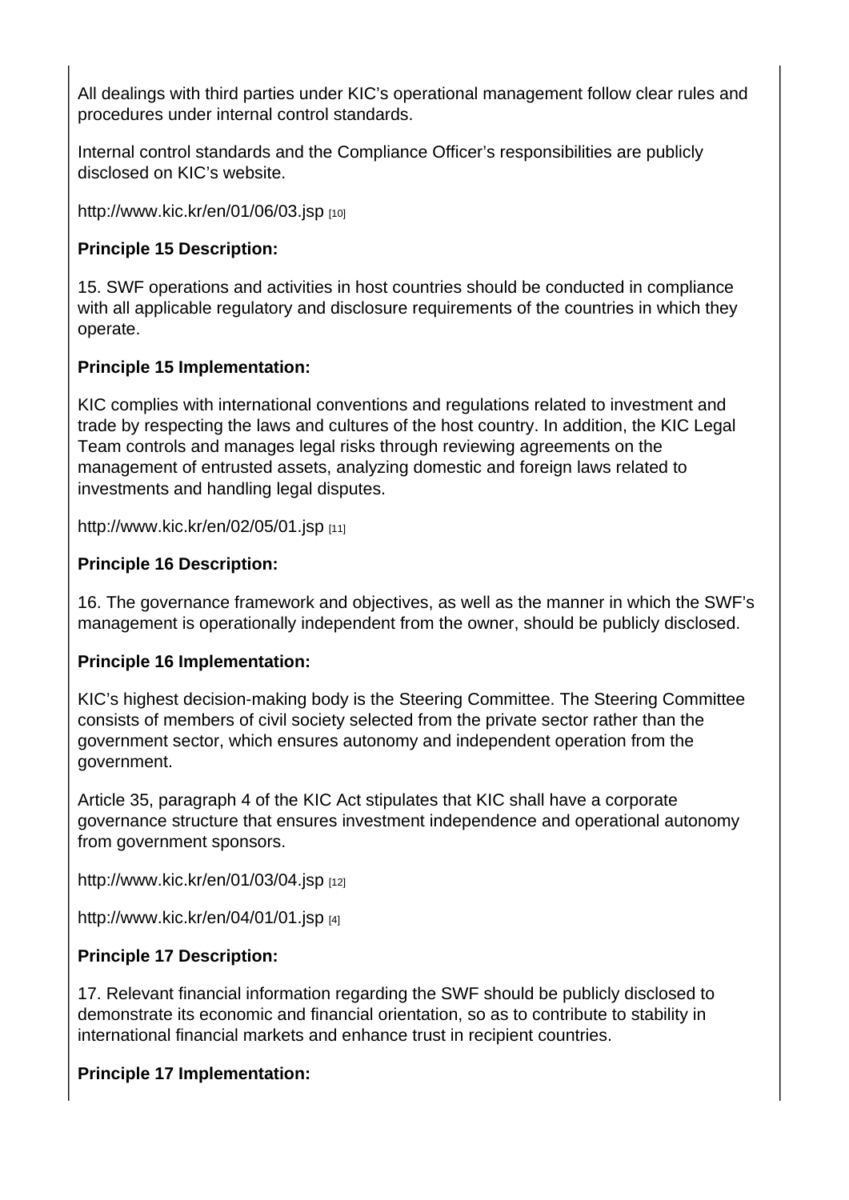All dealings with third parties under KIC's operational management follow clear rules and procedures under internal control standards.

Internal control standards and the Compliance Officer's responsibilities are publicly disclosed on KIC's website.

http://www.kic.kr/en/01/06/03.jsp [10]

**Principle 15 Description:**

15. SWF operations and activities in host countries should be conducted in compliance with all applicable regulatory and disclosure requirements of the countries in which they operate.

**Principle 15 Implementation:**

KIC complies with international conventions and regulations related to investment and trade by respecting the laws and cultures of the host country. In addition, the KIC Legal Team controls and manages legal risks through reviewing agreements on the management of entrusted assets, analyzing domestic and foreign laws related to investments and handling legal disputes.

http://www.kic.kr/en/02/05/01.jsp [11]

**Principle 16 Description:**

16. The governance framework and objectives, as well as the manner in which the SWF's management is operationally independent from the owner, should be publicly disclosed.

**Principle 16 Implementation:**

KIC's highest decision-making body is the Steering Committee. The Steering Committee consists of members of civil society selected from the private sector rather than the government sector, which ensures autonomy and independent operation from the government.

Article 35, paragraph 4 of the KIC Act stipulates that KIC shall have a corporate governance structure that ensures investment independence and operational autonomy from government sponsors.

http://www.kic.kr/en/01/03/04.jsp [12]

http://www.kic.kr/en/04/01/01.jsp [4]

**Principle 17 Description:**

17. Relevant financial information regarding the SWF should be publicly disclosed to demonstrate its economic and financial orientation, so as to contribute to stability in international financial markets and enhance trust in recipient countries.

**Principle 17 Implementation:**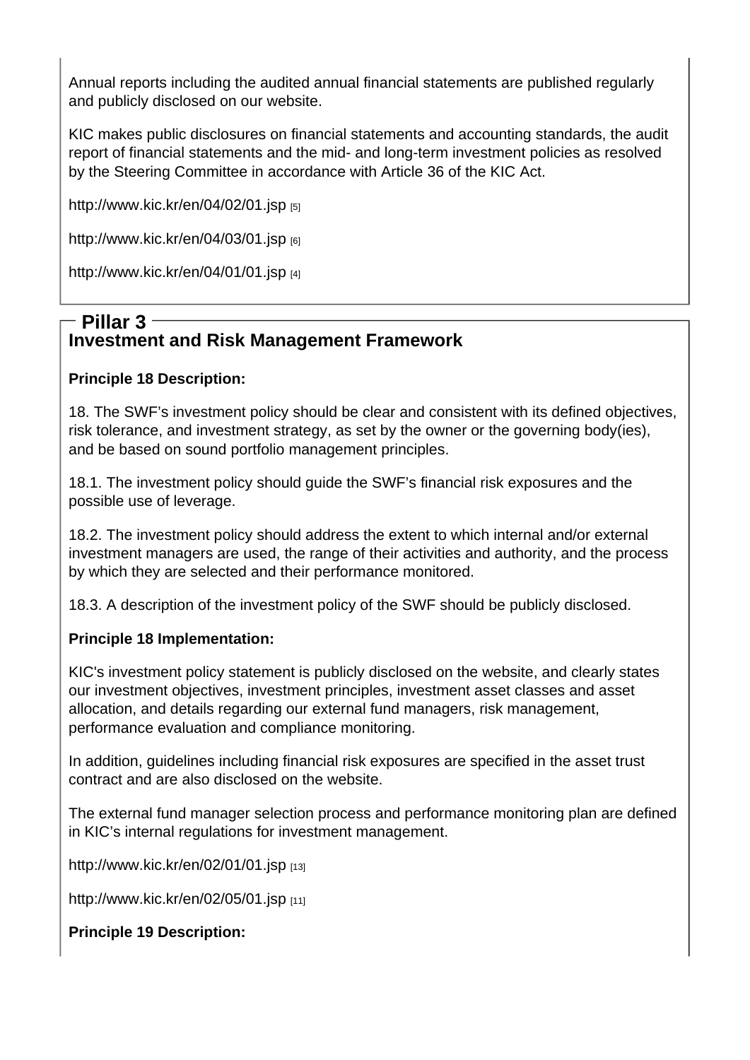Annual reports including the audited annual financial statements are published regularly and publicly disclosed on our website.

KIC makes public disclosures on financial statements and accounting standards, the audit report of financial statements and the mid- and long-term investment policies as resolved by the Steering Committee in accordance with Article 36 of the KIC Act.

http://www.kic.kr/en/04/02/01.jsp [5]

http://www.kic.kr/en/04/03/01.jsp [6]

http://www.kic.kr/en/04/01/01.jsp [4]

## Pillar 3

## Investment and Risk Management Framework

**Principle 18 Description:**

18. The SWF's investment policy should be clear and consistent with its defined objectives, risk tolerance, and investment strategy, as set by the owner or the governing body(ies), and be based on sound portfolio management principles.

18.1. The investment policy should guide the SWF's financial risk exposures and the possible use of leverage.

18.2. The investment policy should address the extent to which internal and/or external investment managers are used, the range of their activities and authority, and the process by which they are selected and their performance monitored.

18.3. A description of the investment policy of the SWF should be publicly disclosed.

**Principle 18 Implementation:**

KIC's investment policy statement is publicly disclosed on the website, and clearly states our investment objectives, investment principles, investment asset classes and asset allocation, and details regarding our external fund managers, risk management, performance evaluation and compliance monitoring.

In addition, guidelines including financial risk exposures are specified in the asset trust contract and are also disclosed on the website.

The external fund manager selection process and performance monitoring plan are defined in KIC's internal regulations for investment management.

http://www.kic.kr/en/02/01/01.jsp [13]

http://www.kic.kr/en/02/05/01.jsp [11]

**Principle 19 Description:**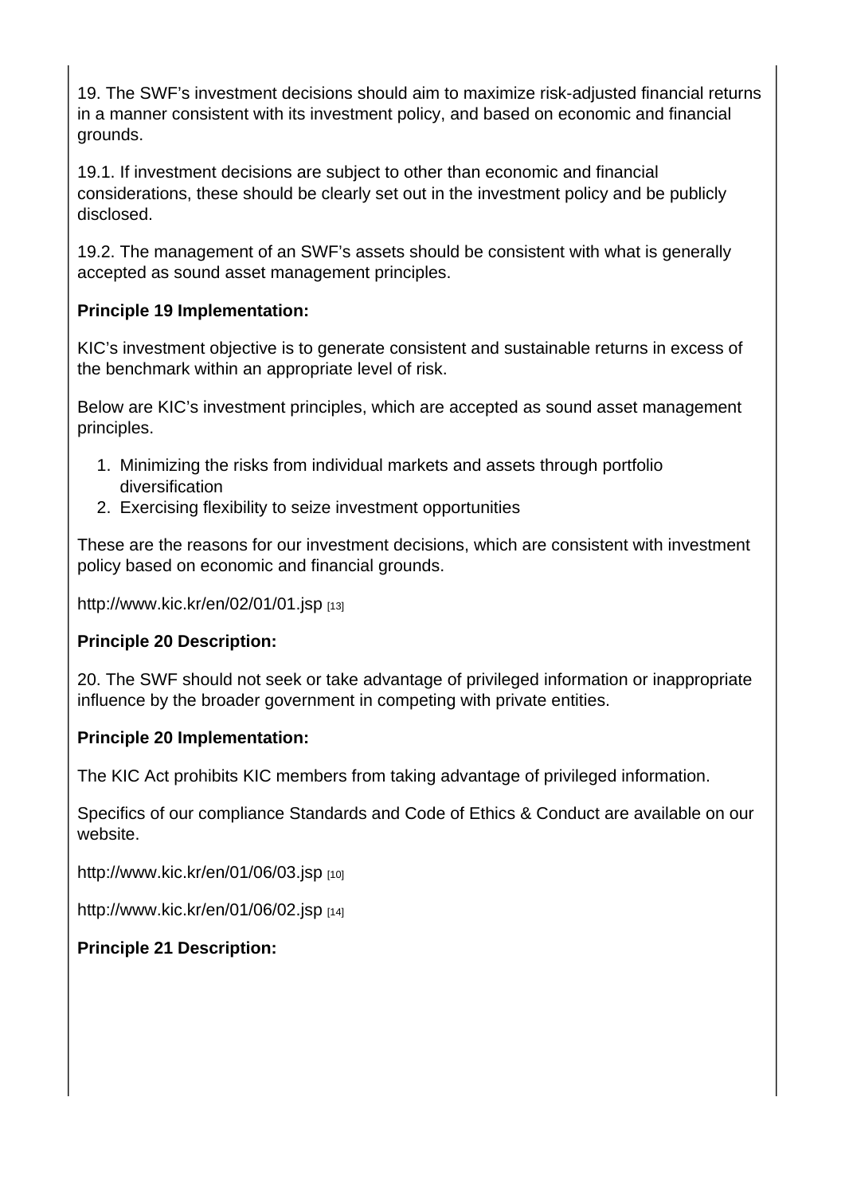19. The SWF's investment decisions should aim to maximize risk-adjusted financial returns in a manner consistent with its investment policy, and based on economic and financial grounds.

19.1. If investment decisions are subject to other than economic and financial considerations, these should be clearly set out in the investment policy and be publicly disclosed.

19.2. The management of an SWF's assets should be consistent with what is generally accepted as sound asset management principles.

**Principle 19 Implementation:**

KIC's investment objective is to generate consistent and sustainable returns in excess of the benchmark within an appropriate level of risk.

Below are KIC's investment principles, which are accepted as sound asset management principles.

1. Minimizing the risks from individual markets and assets through portfolio diversification
2. Exercising flexibility to seize investment opportunities

These are the reasons for our investment decisions, which are consistent with investment policy based on economic and financial grounds.

http://www.kic.kr/en/02/01/01.jsp [13]

**Principle 20 Description:**

20. The SWF should not seek or take advantage of privileged information or inappropriate influence by the broader government in competing with private entities.

**Principle 20 Implementation:**

The KIC Act prohibits KIC members from taking advantage of privileged information.

Specifics of our compliance Standards and Code of Ethics & Conduct are available on our website.

http://www.kic.kr/en/01/06/03.jsp [10]

http://www.kic.kr/en/01/06/02.jsp [14]

**Principle 21 Description:**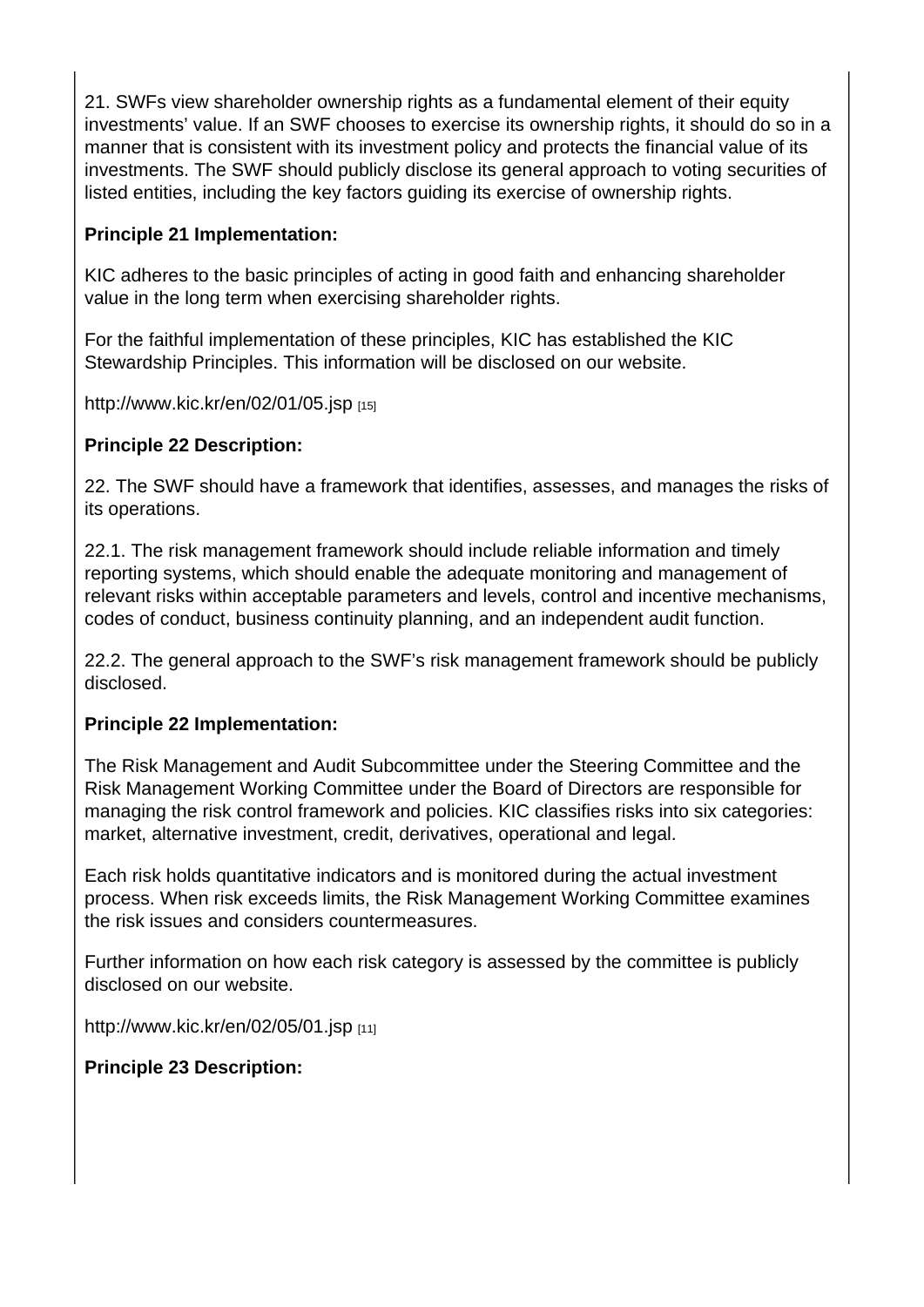21. SWFs view shareholder ownership rights as a fundamental element of their equity investments' value. If an SWF chooses to exercise its ownership rights, it should do so in a manner that is consistent with its investment policy and protects the financial value of its investments. The SWF should publicly disclose its general approach to voting securities of listed entities, including the key factors guiding its exercise of ownership rights.

**Principle 21 Implementation:**

KIC adheres to the basic principles of acting in good faith and enhancing shareholder value in the long term when exercising shareholder rights.

For the faithful implementation of these principles, KIC has established the KIC Stewardship Principles. This information will be disclosed on our website.

http://www.kic.kr/en/02/01/05.jsp [15]

**Principle 22 Description:**

22. The SWF should have a framework that identifies, assesses, and manages the risks of its operations.

22.1. The risk management framework should include reliable information and timely reporting systems, which should enable the adequate monitoring and management of relevant risks within acceptable parameters and levels, control and incentive mechanisms, codes of conduct, business continuity planning, and an independent audit function.

22.2. The general approach to the SWF's risk management framework should be publicly disclosed.

**Principle 22 Implementation:**

The Risk Management and Audit Subcommittee under the Steering Committee and the Risk Management Working Committee under the Board of Directors are responsible for managing the risk control framework and policies. KIC classifies risks into six categories: market, alternative investment, credit, derivatives, operational and legal.

Each risk holds quantitative indicators and is monitored during the actual investment process. When risk exceeds limits, the Risk Management Working Committee examines the risk issues and considers countermeasures.

Further information on how each risk category is assessed by the committee is publicly disclosed on our website.

http://www.kic.kr/en/02/05/01.jsp [11]

**Principle 23 Description:**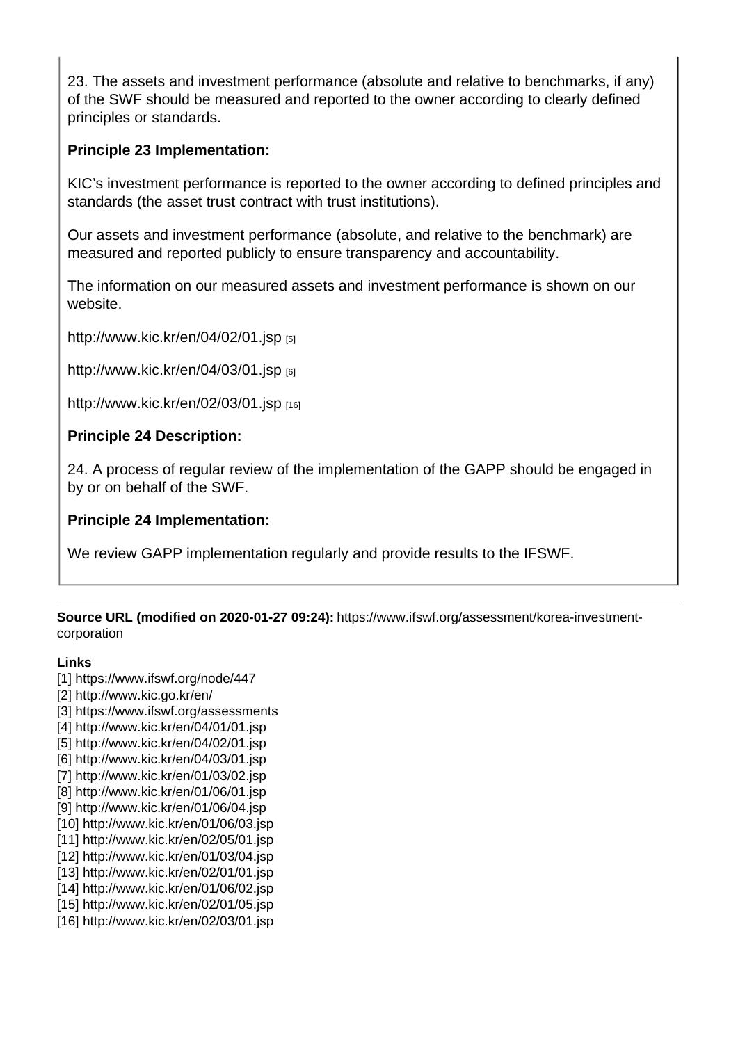23. The assets and investment performance (absolute and relative to benchmarks, if any) of the SWF should be measured and reported to the owner according to clearly defined principles or standards.

**Principle 23 Implementation:**

KIC's investment performance is reported to the owner according to defined principles and standards (the asset trust contract with trust institutions).

Our assets and investment performance (absolute, and relative to the benchmark) are measured and reported publicly to ensure transparency and accountability.

The information on our measured assets and investment performance is shown on our website.

http://www.kic.kr/en/04/02/01.jsp [5]

http://www.kic.kr/en/04/03/01.jsp [6]

http://www.kic.kr/en/02/03/01.jsp [16]

**Principle 24 Description:**

24. A process of regular review of the implementation of the GAPP should be engaged in by or on behalf of the SWF.

**Principle 24 Implementation:**

We review GAPP implementation regularly and provide results to the IFSWF.

---

**Source URL (modified on 2020-01-27 09:24):** https://www.ifswf.org/assessment/korea-investment-corporation

**Links**

[1] https://www.ifswf.org/node/447
[2] http://www.kic.go.kr/en/
[3] https://www.ifswf.org/assessments
[4] http://www.kic.kr/en/04/01/01.jsp
[5] http://www.kic.kr/en/04/02/01.jsp
[6] http://www.kic.kr/en/04/03/01.jsp
[7] http://www.kic.kr/en/01/03/02.jsp
[8] http://www.kic.kr/en/01/06/01.jsp
[9] http://www.kic.kr/en/01/06/04.jsp
[10] http://www.kic.kr/en/01/06/03.jsp
[11] http://www.kic.kr/en/02/05/01.jsp
[12] http://www.kic.kr/en/01/03/04.jsp
[13] http://www.kic.kr/en/02/01/01.jsp
[14] http://www.kic.kr/en/01/06/02.jsp
[15] http://www.kic.kr/en/02/01/05.jsp
[16] http://www.kic.kr/en/02/03/01.jsp